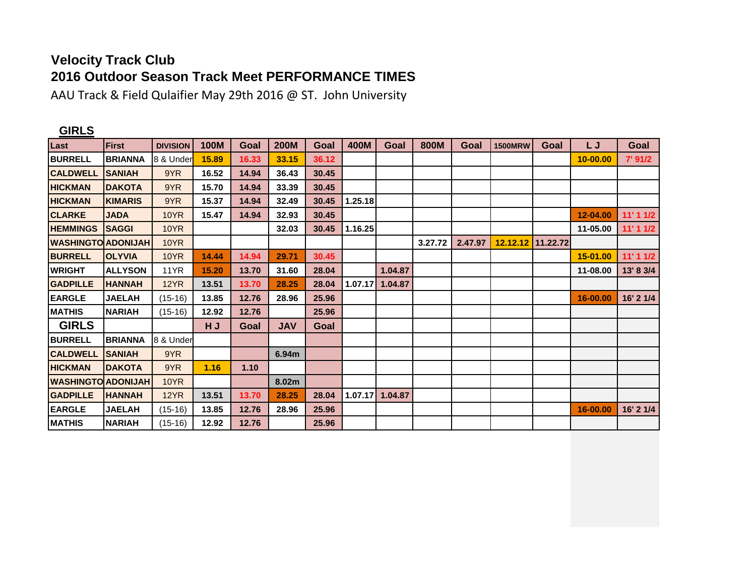**Velocity Track Club**

**2016 Outdoor Season Track Meet PERFORMANCE TIMES**

AAU Track & Field Qulaifier May 29th 2016 @ ST. John University

**GIRLS**

| Last | First | DIVISION | 100M | Goal | 200M | Goal | 400M | Goal | 800M | Goal | 1500MRW | Goal | L J | Goal |
|---|---|---|---|---|---|---|---|---|---|---|---|---|---|---|
| BURRELL | BRIANNA | 8 & Under | 15.89 | 16.33 | 33.15 | 36.12 | | | | | | | 10-00.00 | 7' 91/2 |
| CALDWELL | SANIAH | 9YR | 16.52 | 14.94 | 36.43 | 30.45 | | | | | | | | |
| HICKMAN | DAKOTA | 9YR | 15.70 | 14.94 | 33.39 | 30.45 | | | | | | | | |
| HICKMAN | KIMARIS | 9YR | 15.37 | 14.94 | 32.49 | 30.45 | 1.25.18 | | | | | | | |
| CLARKE | JADA | 10YR | 15.47 | 14.94 | 32.93 | 30.45 | | | | | | | 12-04.00 | 11' 1 1/2 |
| HEMMINGS | SAGGI | 10YR | | | 32.03 | 30.45 | 1.16.25 | | | | | | 11-05.00 | 11' 1 1/2 |
| WASHINGTO | ADONIJAH | 10YR | | | | | | | 3.27.72 | 2.47.97 | 12.12.12 | 11.22.72 | | |
| BURRELL | OLYVIA | 10YR | 14.44 | 14.94 | 29.71 | 30.45 | | | | | | | 15-01.00 | 11' 1 1/2 |
| WRIGHT | ALLYSON | 11YR | 15.20 | 13.70 | 31.60 | 28.04 | | 1.04.87 | | | | | 11-08.00 | 13' 8 3/4 |
| GADPILLE | HANNAH | 12YR | 13.51 | 13.70 | 28.25 | 28.04 | 1.07.17 | 1.04.87 | | | | | | |
| EARGLE | JAELAH | (15-16) | 13.85 | 12.76 | 28.96 | 25.96 | | | | | | | 16-00.00 | 16' 2 1/4 |
| MATHIS | NARIAH | (15-16) | 12.92 | 12.76 | | 25.96 | | | | | | | | |
| **GIRLS** | | | **H J** | **Goal** | **JAV** | **Goal** | | | | | | | | |
| BURRELL | BRIANNA | 8 & Under | | | | | | | | | | | | |
| CALDWELL | SANIAH | 9YR | | | 6.94m | | | | | | | | | |
| HICKMAN | DAKOTA | 9YR | 1.16 | 1.10 | | | | | | | | | | |
| WASHINGTO | ADONIJAH | 10YR | | | 8.02m | | | | | | | | | |
| GADPILLE | HANNAH | 12YR | 13.51 | 13.70 | 28.25 | 28.04 | 1.07.17 | 1.04.87 | | | | | | |
| EARGLE | JAELAH | (15-16) | 13.85 | 12.76 | 28.96 | 25.96 | | | | | | | 16-00.00 | 16' 2 1/4 |
| MATHIS | NARIAH | (15-16) | 12.92 | 12.76 | | 25.96 | | | | | | | | |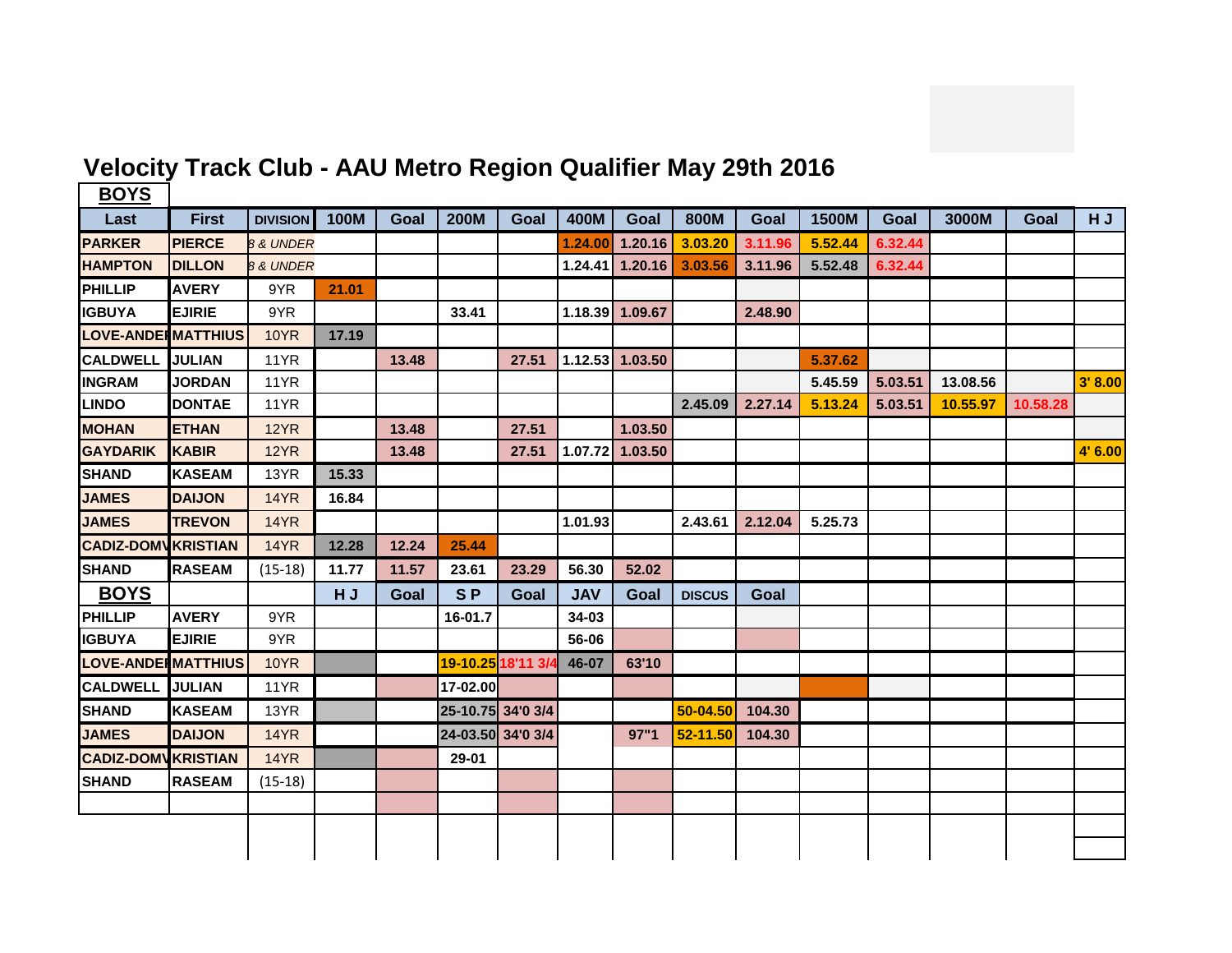# Velocity Track Club - AAU Metro Region Qualifier May 29th 2016

**BOYS**

| Last | First | DIVISION | 100M | Goal | 200M | Goal | 400M | Goal | 800M | Goal | 1500M | Goal | 3000M | Goal | H J |
|---|---|---|---|---|---|---|---|---|---|---|---|---|---|---|---|
| PARKER | PIERCE | *8 & UNDER* | | | | | 1.24.00 | 1.20.16 | 3.03.20 | 3.11.96 | 5.52.44 | 6.32.44 | | | |
| HAMPTON | DILLON | *8 & UNDER* | | | | | 1.24.41 | 1.20.16 | 3.03.56 | 3.11.96 | 5.52.48 | 6.32.44 | | | |
| PHILLIP | AVERY | 9YR | 21.01 | | | | | | | | | | | | |
| IGBUYA | EJIRIE | 9YR | | | 33.41 | | 1.18.39 | 1.09.67 | | 2.48.90 | | | | | |
| LOVE-ANDEI | MATTHIUS | 10YR | 17.19 | | | | | | | | | | | | |
| CALDWELL | JULIAN | 11YR | | 13.48 | | 27.51 | 1.12.53 | 1.03.50 | | | 5.37.62 | | | | |
| INGRAM | JORDAN | 11YR | | | | | | | | | 5.45.59 | 5.03.51 | 13.08.56 | | 3' 8.00 |
| LINDO | DONTAE | 11YR | | | | | | | 2.45.09 | 2.27.14 | 5.13.24 | 5.03.51 | 10.55.97 | 10.58.28 | |
| MOHAN | ETHAN | 12YR | | 13.48 | | 27.51 | | 1.03.50 | | | | | | | |
| GAYDARIK | KABIR | 12YR | | 13.48 | | 27.51 | 1.07.72 | 1.03.50 | | | | | | | 4' 6.00 |
| SHAND | KASEAM | 13YR | 15.33 | | | | | | | | | | | | |
| JAMES | DAIJON | 14YR | 16.84 | | | | | | | | | | | | |
| JAMES | TREVON | 14YR | | | | | 1.01.93 | | 2.43.61 | 2.12.04 | 5.25.73 | | | | |
| CADIZ-DOMV | KRISTIAN | 14YR | 12.28 | 12.24 | 25.44 | | | | | | | | | | |
| SHAND | RASEAM | (15-18) | 11.77 | 11.57 | 23.61 | 23.29 | 56.30 | 52.02 | | | | | | | |

**BOYS**

| Last | First | DIVISION | H J | Goal | S P | Goal | JAV | Goal | DISCUS | Goal |
|---|---|---|---|---|---|---|---|---|---|---|
| PHILLIP | AVERY | 9YR | | | 16-01.7 | | 34-03 | | | |
| IGBUYA | EJIRIE | 9YR | | | | | 56-06 | | | |
| LOVE-ANDEI | MATTHIUS | 10YR | | | 19-10.25 | 18'11 3/4 | 46-07 | 63'10 | | |
| CALDWELL | JULIAN | 11YR | | | 17-02.00 | | | | | |
| SHAND | KASEAM | 13YR | | | 25-10.75 | 34'0 3/4 | | | 50-04.50 | 104.30 |
| JAMES | DAIJON | 14YR | | | 24-03.50 | 34'0 3/4 | | 97"1 | 52-11.50 | 104.30 |
| CADIZ-DOMV | KRISTIAN | 14YR | | | 29-01 | | | | | |
| SHAND | RASEAM | (15-18) | | | | | | | | |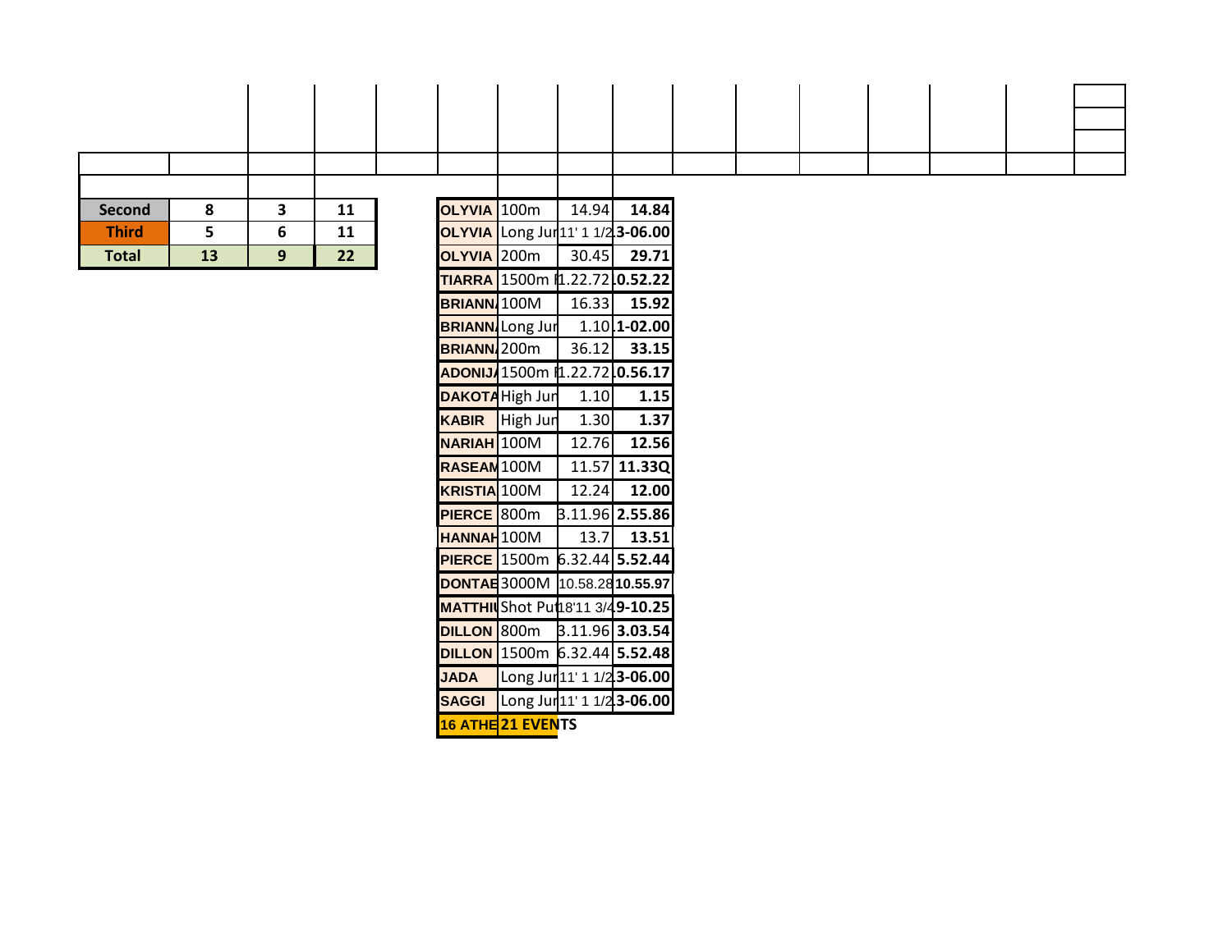| | | | |
|---|---|---|---|
| Second | 8 | 3 | 11 |
| Third | 5 | 6 | 11 |
| Total | 13 | 9 | 22 |

| | | | |
|---|---|---|---|
| OLYVIA | 100m | 14.94 | 14.84 |
| OLYVIA | Long Jur | 11' 1 1/2 | 13-06.00 |
| OLYVIA | 200m | 30.45 | 29.71 |
| TIARRA | 1500m R | 11.22.72 | 10.52.22 |
| BRIANN | 100M | 16.33 | 15.92 |
| BRIANN | Long Jur | 1.10 | 11-02.00 |
| BRIANN | 200m | 36.12 | 33.15 |
| ADONIJ | 1500m R | 11.22.72 | 10.56.17 |
| DAKOTA | High Jur | 1.10 | 1.15 |
| KABIR | High Jur | 1.30 | 1.37 |
| NARIAH | 100M | 12.76 | 12.56 |
| RASEAN | 100M | 11.57 | 11.33Q |
| KRISTIA | 100M | 12.24 | 12.00 |
| PIERCE | 800m | 3.11.96 | 2.55.86 |
| HANNAH | 100M | 13.7 | 13.51 |
| PIERCE | 1500m | 6.32.44 | 5.52.44 |
| DONTAE | 3000M | 10.58.28 | 10.55.97 |
| MATTHI | Shot Put | 18'11 3/4 | 19-10.25 |
| DILLON | 800m | 3.11.96 | 3.03.54 |
| DILLON | 1500m | 6.32.44 | 5.52.48 |
| JADA | Long Jur | 11' 1 1/2 | 13-06.00 |
| SAGGI | Long Jur | 11' 1 1/2 | 13-06.00 |
| 16 ATHLE | 21 EVENTS | | |